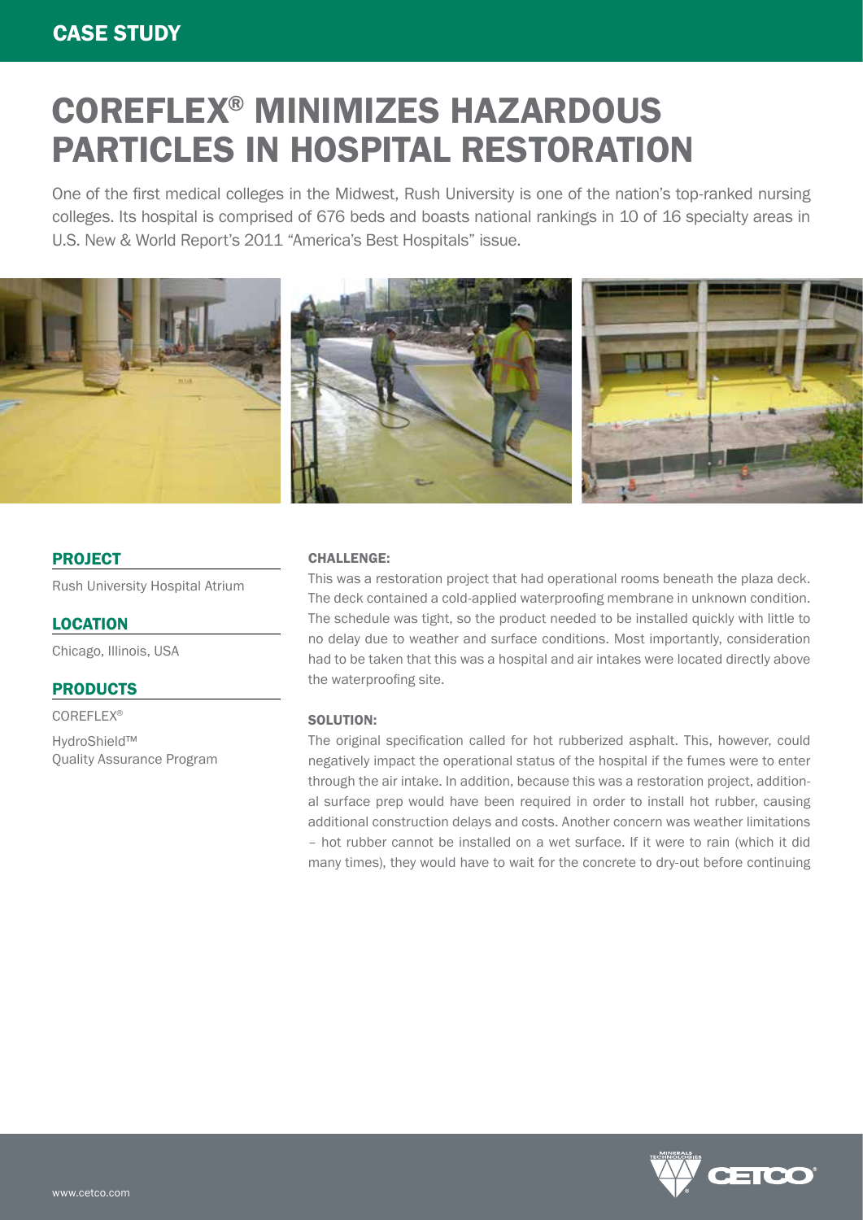CASE STUDY

# COREFLEX® MINIMIZES HAZARDOUS PARTICLES IN HOSPITAL RESTORATION

One of the first medical colleges in the Midwest, Rush University is one of the nation's top-ranked nursing colleges. Its hospital is comprised of 676 beds and boasts national rankings in 10 of 16 specialty areas in U.S. New & World Report's 2011 "America's Best Hospitals" issue.

## PROJECT

Rush University Hospital Atrium

## LOCATION

Chicago, Illinois, USA

## PRODUCTS

COREFLEX®

HydroShield™ Quality Assurance Program

### CHALLENGE:

This was a restoration project that had operational rooms beneath the plaza deck. The deck contained a cold-applied waterproofing membrane in unknown condition. The schedule was tight, so the product needed to be installed quickly with little to no delay due to weather and surface conditions. Most importantly, consideration had to be taken that this was a hospital and air intakes were located directly above the waterproofing site.

### SOLUTION:

The original specification called for hot rubberized asphalt. This, however, could negatively impact the operational status of the hospital if the fumes were to enter through the air intake. In addition, because this was a restoration project, additional surface prep would have been required in order to install hot rubber, causing additional construction delays and costs. Another concern was weather limitations – hot rubber cannot be installed on a wet surface. If it were to rain (which it did many times), they would have to wait for the concrete to dry-out before continuing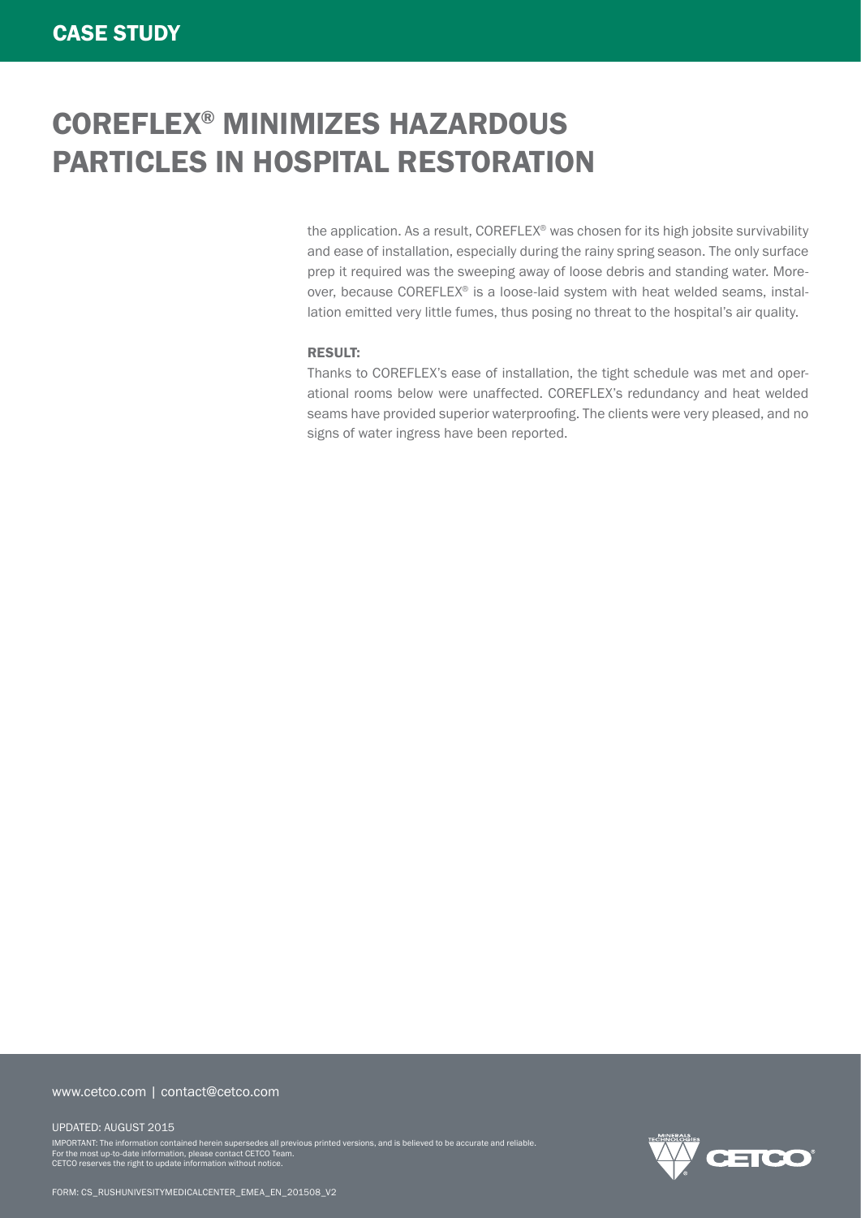# COREFLEX® MINIMIZES HAZARDOUS PARTICLES IN HOSPITAL RESTORATION

the application. As a result, COREFLEX® was chosen for its high jobsite survivability and ease of installation, especially during the rainy spring season. The only surface prep it required was the sweeping away of loose debris and standing water. Moreover, because COREFLEX® is a loose-laid system with heat welded seams, installation emitted very little fumes, thus posing no threat to the hospital's air quality.

### RESULT:

Thanks to COREFLEX's ease of installation, the tight schedule was met and operational rooms below were unaffected. COREFLEX's redundancy and heat welded seams have provided superior waterproofing. The clients were very pleased, and no signs of water ingress have been reported.

www.cetco.com | contact@cetco.com

UPDATED: AUGUST 2015

IMPORTANT: The information contained herein supersedes all previous printed versions, and is believed to be accurate and reliable. For the most up-to-date information, please contact CETCO Team. CETCO reserves the right to update information without notice.

FORM: CS_RUSHUNIVESITYMEDICALCENTER_EMEA_EN_201508_V2